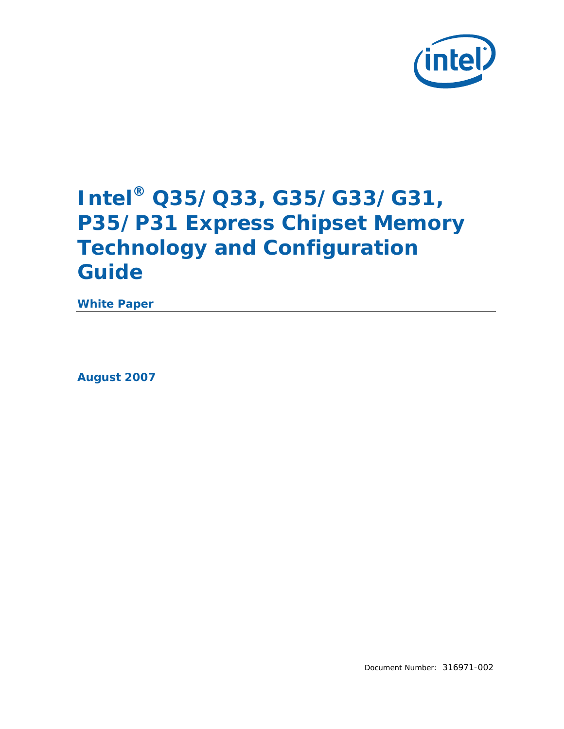# Intel® Q35/Q33, G35/G33/G31, P35/P31 Express Chipset Memory Technology and Configuration Guide

**White Paper**

**August 2007**

Document Number: 316971-002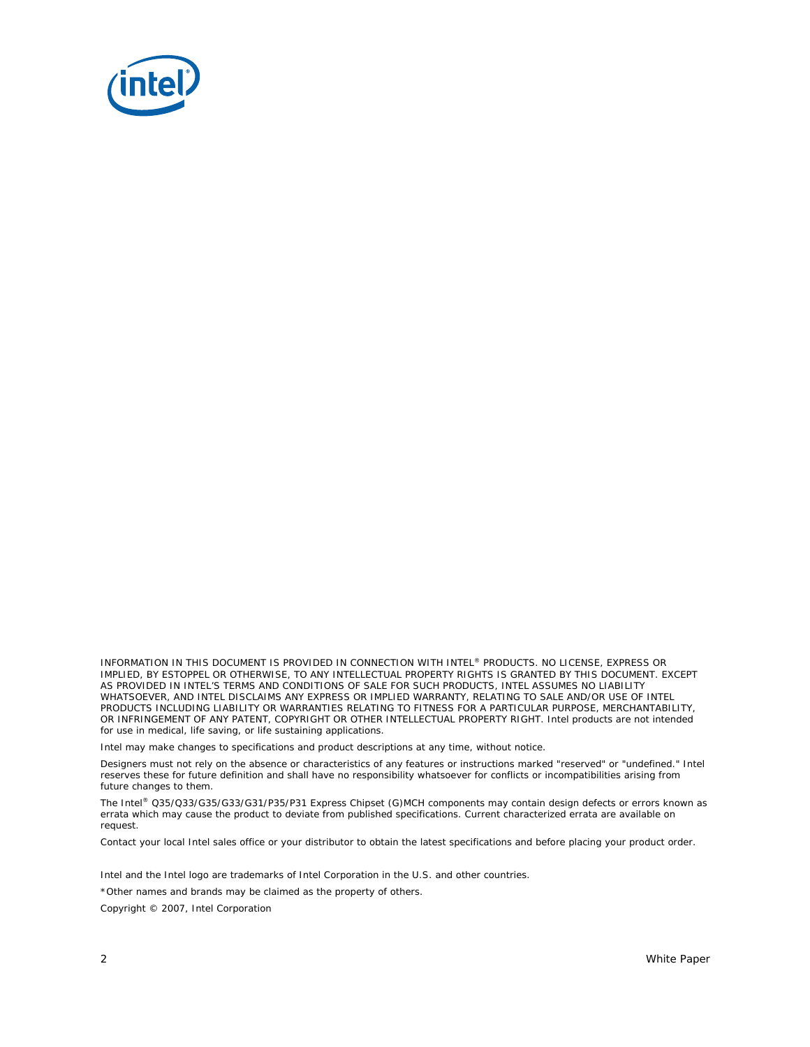INFORMATION IN THIS DOCUMENT IS PROVIDED IN CONNECTION WITH INTEL® PRODUCTS. NO LICENSE, EXPRESS OR IMPLIED, BY ESTOPPEL OR OTHERWISE, TO ANY INTELLECTUAL PROPERTY RIGHTS IS GRANTED BY THIS DOCUMENT. EXCEPT AS PROVIDED IN INTEL'S TERMS AND CONDITIONS OF SALE FOR SUCH PRODUCTS, INTEL ASSUMES NO LIABILITY WHATSOEVER, AND INTEL DISCLAIMS ANY EXPRESS OR IMPLIED WARRANTY, RELATING TO SALE AND/OR USE OF INTEL PRODUCTS INCLUDING LIABILITY OR WARRANTIES RELATING TO FITNESS FOR A PARTICULAR PURPOSE, MERCHANTABILITY, OR INFRINGEMENT OF ANY PATENT, COPYRIGHT OR OTHER INTELLECTUAL PROPERTY RIGHT. Intel products are not intended for use in medical, life saving, or life sustaining applications.

Intel may make changes to specifications and product descriptions at any time, without notice.

Designers must not rely on the absence or characteristics of any features or instructions marked "reserved" or "undefined." Intel reserves these for future definition and shall have no responsibility whatsoever for conflicts or incompatibilities arising from future changes to them.

The Intel® Q35/Q33/G35/G33/G31/P35/P31 Express Chipset (G)MCH components may contain design defects or errors known as errata which may cause the product to deviate from published specifications. Current characterized errata are available on request.

Contact your local Intel sales office or your distributor to obtain the latest specifications and before placing your product order.

Intel and the Intel logo are trademarks of Intel Corporation in the U.S. and other countries.

*Other names and brands may be claimed as the property of others.

Copyright © 2007, Intel Corporation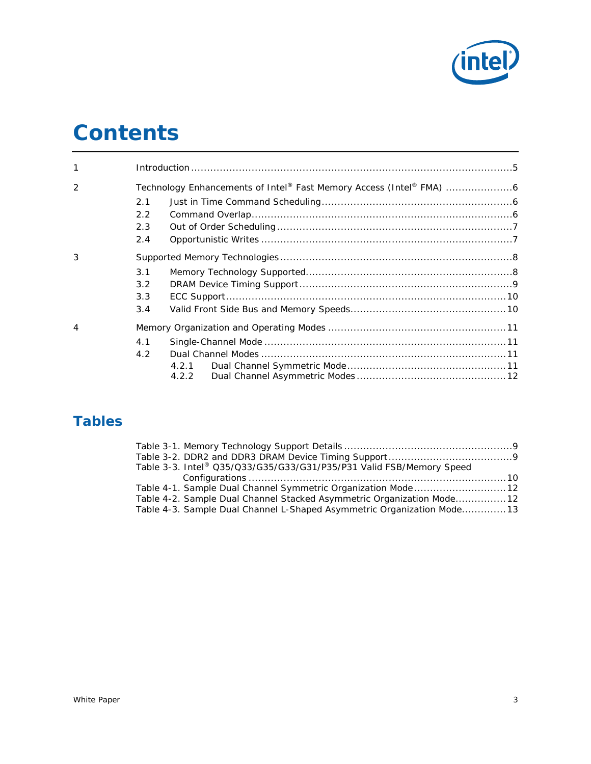# Contents

1 Introduction ....................................................................................................5

2 Technology Enhancements of Intel® Fast Memory Access (Intel® FMA) .....................6

- 2.1 Just in Time Command Scheduling ...........................................................6
- 2.2 Command Overlap ....................................................................................6
- 2.3 Out of Order Scheduling ..........................................................................7
- 2.4 Opportunistic Writes ...............................................................................7

3 Supported Memory Technologies .......................................................................8

- 3.1 Memory Technology Supported .................................................................8
- 3.2 DRAM Device Timing Support ..................................................................9
- 3.3 ECC Support .........................................................................................10
- 3.4 Valid Front Side Bus and Memory Speeds .................................................10

4 Memory Organization and Operating Modes .......................................................11

- 4.1 Single-Channel Mode ..............................................................................11
- 4.2 Dual Channel Modes ...............................................................................11
  - 4.2.1 Dual Channel Symmetric Mode ..................................................11
  - 4.2.2 Dual Channel Asymmetric Modes ...............................................12

## Tables

Table 3-1. Memory Technology Support Details ....................................................9

Table 3-2. DDR2 and DDR3 DRAM Device Timing Support ......................................9

Table 3-3. Intel® Q35/Q33/G35/G33/G31/P35/P31 Valid FSB/Memory Speed Configurations ...............................................................................10

Table 4-1. Sample Dual Channel Symmetric Organization Mode .............................12

Table 4-2. Sample Dual Channel Stacked Asymmetric Organization Mode ................12

Table 4-3. Sample Dual Channel L-Shaped Asymmetric Organization Mode ..............13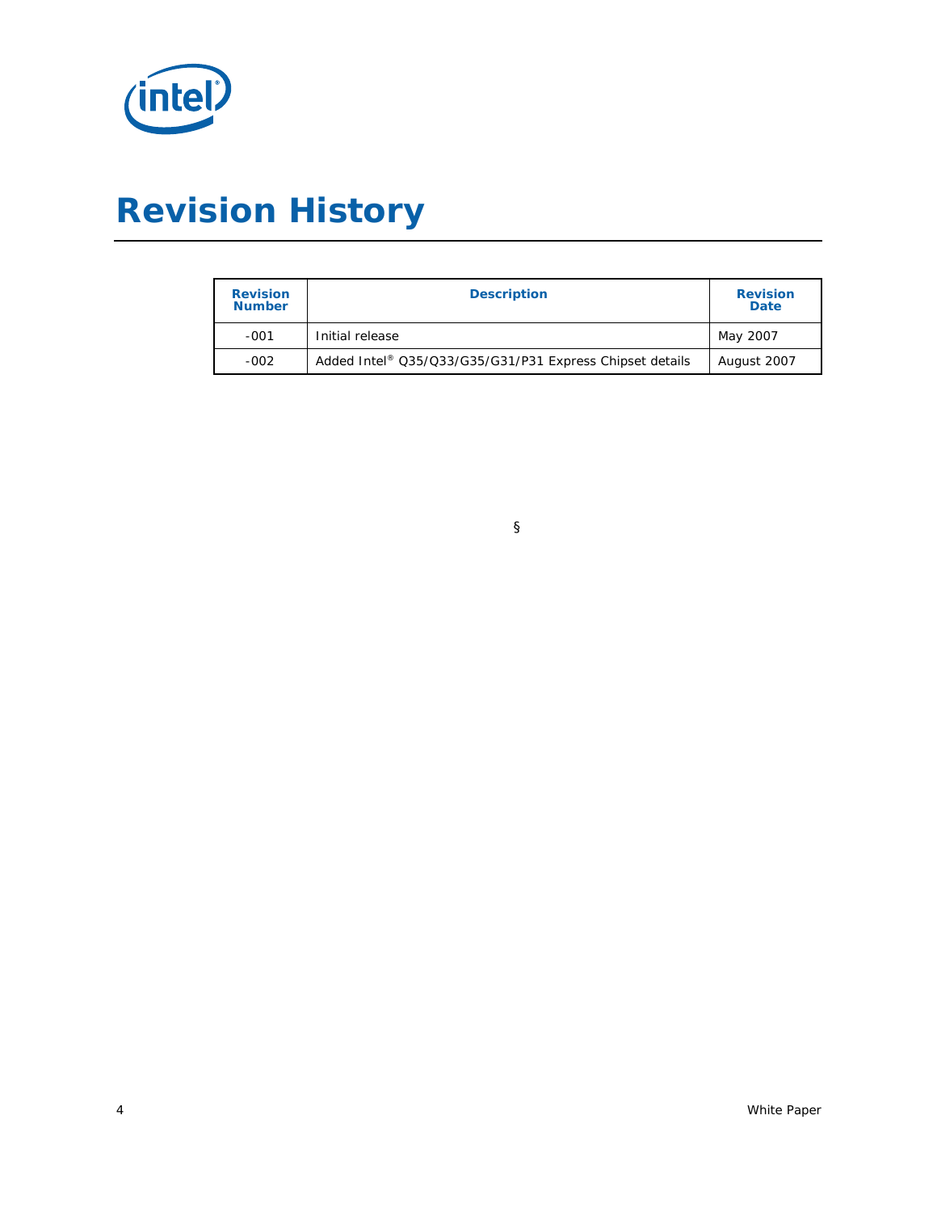# Revision History

| Revision Number | Description | Revision Date |
|---|---|---|
| -001 | Initial release | May 2007 |
| -002 | Added Intel® Q35/Q33/G35/G31/P31 Express Chipset details | August 2007 |

§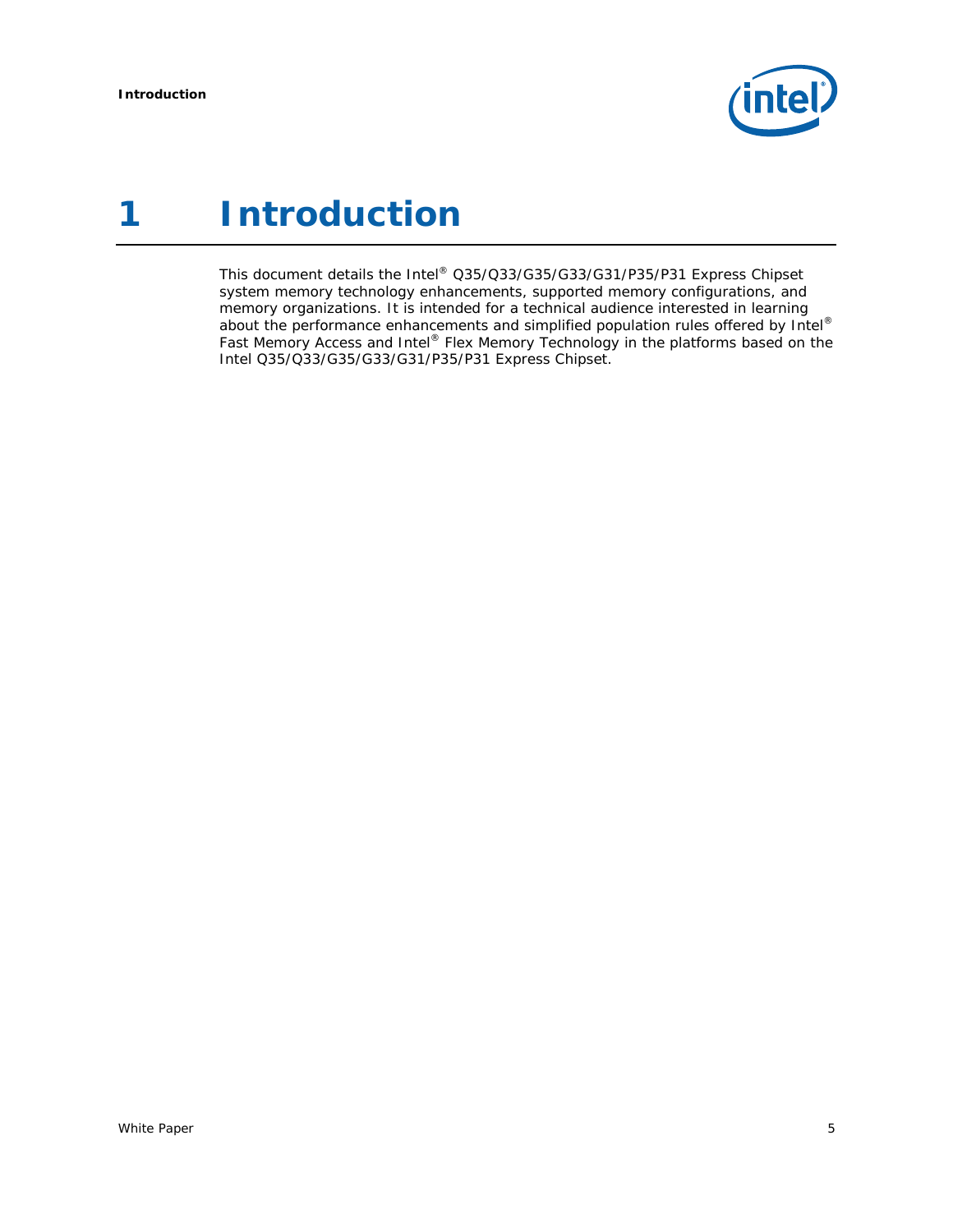# 1 Introduction

This document details the Intel® Q35/Q33/G35/G33/G31/P35/P31 Express Chipset system memory technology enhancements, supported memory configurations, and memory organizations. It is intended for a technical audience interested in learning about the performance enhancements and simplified population rules offered by Intel® Fast Memory Access and Intel® Flex Memory Technology in the platforms based on the Intel Q35/Q33/G35/G33/G31/P35/P31 Express Chipset.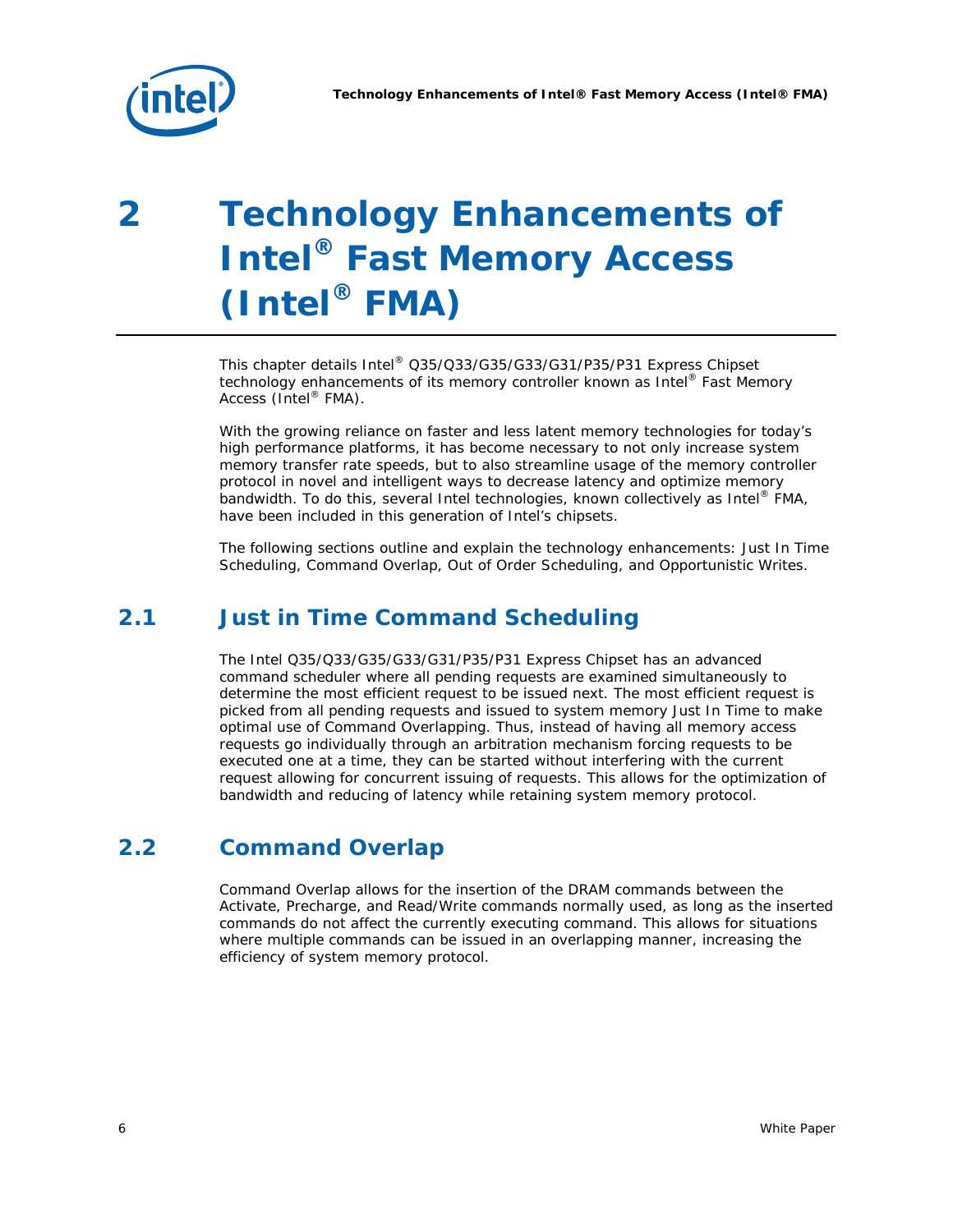# 2 Technology Enhancements of Intel® Fast Memory Access (Intel® FMA)

This chapter details Intel® Q35/Q33/G35/G33/G31/P35/P31 Express Chipset technology enhancements of its memory controller known as Intel® Fast Memory Access (Intel® FMA).

With the growing reliance on faster and less latent memory technologies for today's high performance platforms, it has become necessary to not only increase system memory transfer rate speeds, but to also streamline usage of the memory controller protocol in novel and intelligent ways to decrease latency and optimize memory bandwidth. To do this, several Intel technologies, known collectively as Intel® FMA, have been included in this generation of Intel's chipsets.

The following sections outline and explain the technology enhancements: Just In Time Scheduling, Command Overlap, Out of Order Scheduling, and Opportunistic Writes.

## 2.1 Just in Time Command Scheduling

The Intel Q35/Q33/G35/G33/G31/P35/P31 Express Chipset has an advanced command scheduler where all pending requests are examined simultaneously to determine the most efficient request to be issued next. The most efficient request is picked from all pending requests and issued to system memory Just In Time to make optimal use of Command Overlapping. Thus, instead of having all memory access requests go individually through an arbitration mechanism forcing requests to be executed one at a time, they can be started without interfering with the current request allowing for concurrent issuing of requests. This allows for the optimization of bandwidth and reducing of latency while retaining system memory protocol.

## 2.2 Command Overlap

Command Overlap allows for the insertion of the DRAM commands between the Activate, Precharge, and Read/Write commands normally used, as long as the inserted commands do not affect the currently executing command. This allows for situations where multiple commands can be issued in an overlapping manner, increasing the efficiency of system memory protocol.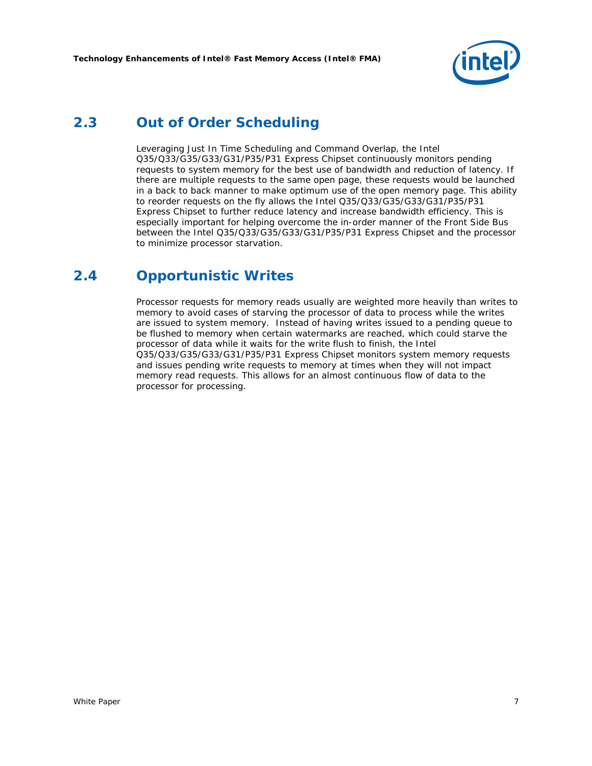## 2.3 Out of Order Scheduling

Leveraging Just In Time Scheduling and Command Overlap, the Intel Q35/Q33/G35/G33/G31/P35/P31 Express Chipset continuously monitors pending requests to system memory for the best use of bandwidth and reduction of latency. If there are multiple requests to the same open page, these requests would be launched in a back to back manner to make optimum use of the open memory page. This ability to reorder requests on the fly allows the Intel Q35/Q33/G35/G33/G31/P35/P31 Express Chipset to further reduce latency and increase bandwidth efficiency. This is especially important for helping overcome the in-order manner of the Front Side Bus between the Intel Q35/Q33/G35/G33/G31/P35/P31 Express Chipset and the processor to minimize processor starvation.

## 2.4 Opportunistic Writes

Processor requests for memory reads usually are weighted more heavily than writes to memory to avoid cases of starving the processor of data to process while the writes are issued to system memory. Instead of having writes issued to a pending queue to be flushed to memory when certain watermarks are reached, which could starve the processor of data while it waits for the write flush to finish, the Intel Q35/Q33/G35/G33/G31/P35/P31 Express Chipset monitors system memory requests and issues pending write requests to memory at times when they will not impact memory read requests. This allows for an almost continuous flow of data to the processor for processing.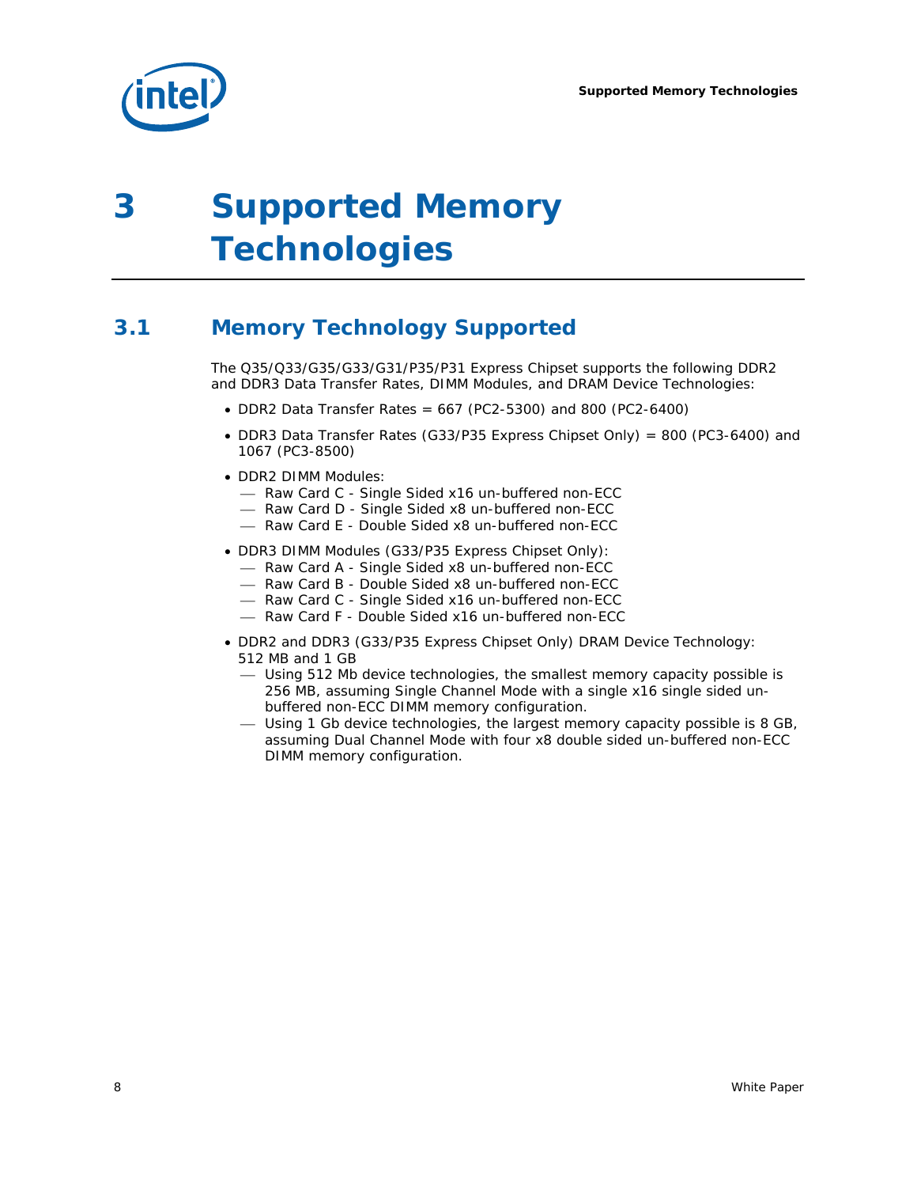# 3 Supported Memory Technologies

## 3.1 Memory Technology Supported

The Q35/Q33/G35/G33/G31/P35/P31 Express Chipset supports the following DDR2 and DDR3 Data Transfer Rates, DIMM Modules, and DRAM Device Technologies:

- DDR2 Data Transfer Rates = 667 (PC2-5300) and 800 (PC2-6400)
- DDR3 Data Transfer Rates (G33/P35 Express Chipset Only) = 800 (PC3-6400) and 1067 (PC3-8500)
- DDR2 DIMM Modules:
  - Raw Card C - Single Sided x16 un-buffered non-ECC
  - Raw Card D - Single Sided x8 un-buffered non-ECC
  - Raw Card E - Double Sided x8 un-buffered non-ECC
- DDR3 DIMM Modules (G33/P35 Express Chipset Only):
  - Raw Card A - Single Sided x8 un-buffered non-ECC
  - Raw Card B - Double Sided x8 un-buffered non-ECC
  - Raw Card C - Single Sided x16 un-buffered non-ECC
  - Raw Card F - Double Sided x16 un-buffered non-ECC
- DDR2 and DDR3 (G33/P35 Express Chipset Only) DRAM Device Technology: 512 MB and 1 GB
  - Using 512 Mb device technologies, the smallest memory capacity possible is 256 MB, assuming Single Channel Mode with a single x16 single sided un-buffered non-ECC DIMM memory configuration.
  - Using 1 Gb device technologies, the largest memory capacity possible is 8 GB, assuming Dual Channel Mode with four x8 double sided un-buffered non-ECC DIMM memory configuration.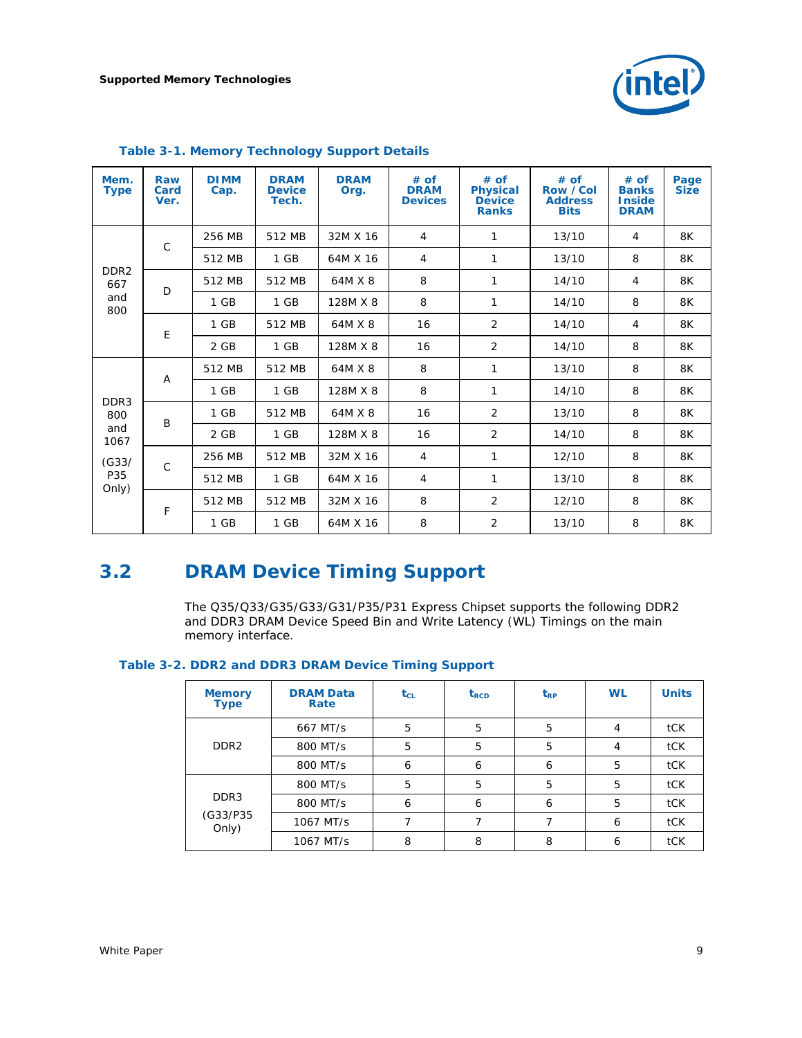**Table 3-1. Memory Technology Support Details**

| Mem. Type | Raw Card Ver. | DIMM Cap. | DRAM Device Tech. | DRAM Org. | # of DRAM Devices | # of Physical Device Ranks | # of Row / Col Address Bits | # of Banks Inside DRAM | Page Size |
|---|---|---|---|---|---|---|---|---|---|
| DDR2 667 and 800 | C | 256 MB | 512 MB | 32M X 16 | 4 | 1 | 13/10 | 4 | 8K |
| | | 512 MB | 1 GB | 64M X 16 | 4 | 1 | 13/10 | 8 | 8K |
| | D | 512 MB | 512 MB | 64M X 8 | 8 | 1 | 14/10 | 4 | 8K |
| | | 1 GB | 1 GB | 128M X 8 | 8 | 1 | 14/10 | 8 | 8K |
| | E | 1 GB | 512 MB | 64M X 8 | 16 | 2 | 14/10 | 4 | 8K |
| | | 2 GB | 1 GB | 128M X 8 | 16 | 2 | 14/10 | 8 | 8K |
| DDR3 800 and 1067 (G33/ P35 Only) | A | 512 MB | 512 MB | 64M X 8 | 8 | 1 | 13/10 | 8 | 8K |
| | | 1 GB | 1 GB | 128M X 8 | 8 | 1 | 14/10 | 8 | 8K |
| | B | 1 GB | 512 MB | 64M X 8 | 16 | 2 | 13/10 | 8 | 8K |
| | | 2 GB | 1 GB | 128M X 8 | 16 | 2 | 14/10 | 8 | 8K |
| | C | 256 MB | 512 MB | 32M X 16 | 4 | 1 | 12/10 | 8 | 8K |
| | | 512 MB | 1 GB | 64M X 16 | 4 | 1 | 13/10 | 8 | 8K |
| | F | 512 MB | 512 MB | 32M X 16 | 8 | 2 | 12/10 | 8 | 8K |
| | | 1 GB | 1 GB | 64M X 16 | 8 | 2 | 13/10 | 8 | 8K |

## 3.2 DRAM Device Timing Support

The Q35/Q33/G35/G33/G31/P35/P31 Express Chipset supports the following DDR2 and DDR3 DRAM Device Speed Bin and Write Latency (WL) Timings on the main memory interface.

**Table 3-2. DDR2 and DDR3 DRAM Device Timing Support**

| Memory Type | DRAM Data Rate | $t_{CL}$ | $t_{RCD}$ | $t_{RP}$ | WL | Units |
|---|---|---|---|---|---|---|
| DDR2 | 667 MT/s | 5 | 5 | 5 | 4 | tCK |
| | 800 MT/s | 5 | 5 | 5 | 4 | tCK |
| | 800 MT/s | 6 | 6 | 6 | 5 | tCK |
| DDR3 (G33/P35 Only) | 800 MT/s | 5 | 5 | 5 | 5 | tCK |
| | 800 MT/s | 6 | 6 | 6 | 5 | tCK |
| | 1067 MT/s | 7 | 7 | 7 | 6 | tCK |
| | 1067 MT/s | 8 | 8 | 8 | 6 | tCK |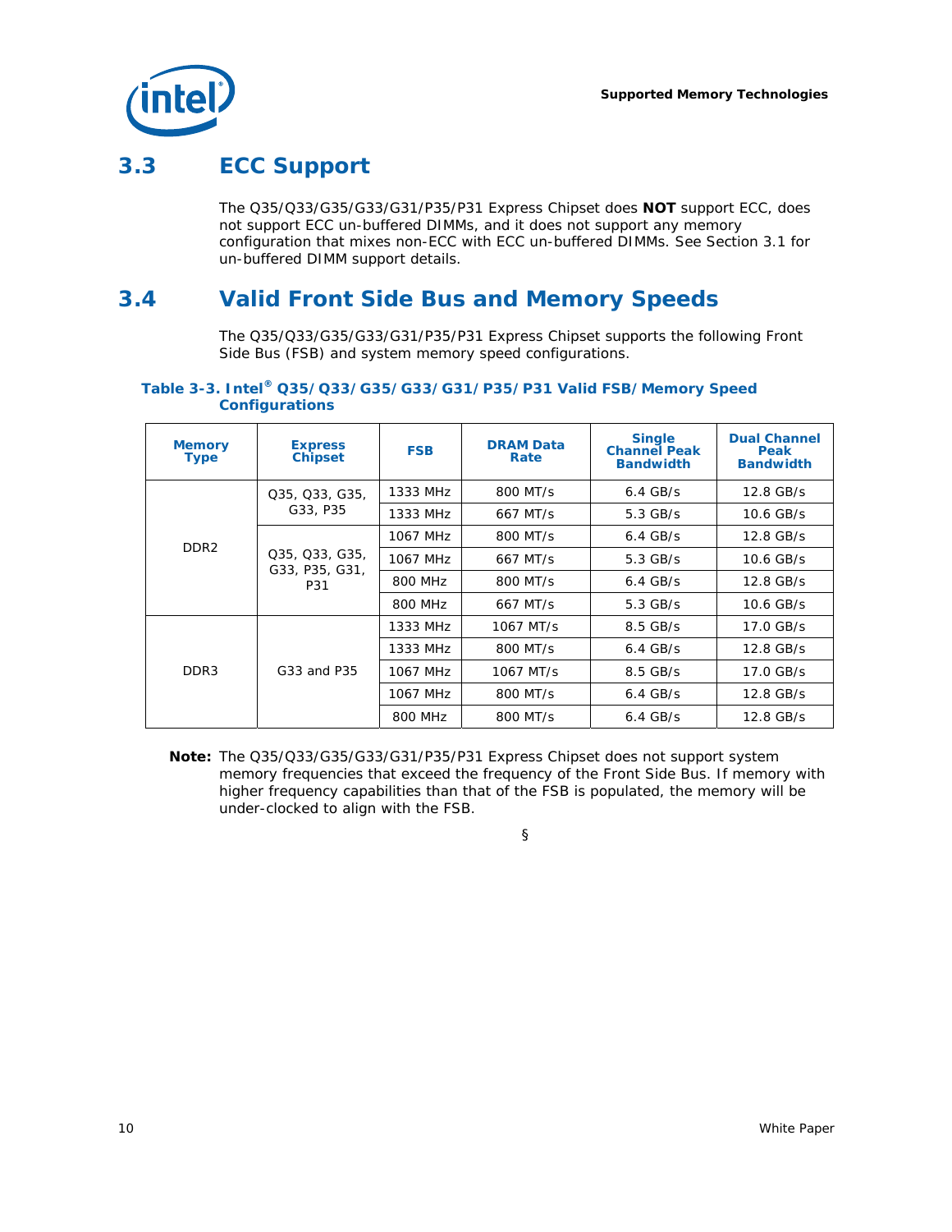## 3.3 ECC Support

The Q35/Q33/G35/G33/G31/P35/P31 Express Chipset does **NOT** support ECC, does not support ECC un-buffered DIMMs, and it does not support any memory configuration that mixes non-ECC with ECC un-buffered DIMMs. See Section 3.1 for un-buffered DIMM support details.

## 3.4 Valid Front Side Bus and Memory Speeds

The Q35/Q33/G35/G33/G31/P35/P31 Express Chipset supports the following Front Side Bus (FSB) and system memory speed configurations.

**Table 3-3. Intel® Q35/Q33/G35/G33/G31/P35/P31 Valid FSB/Memory Speed Configurations**

| Memory Type | Express Chipset | FSB | DRAM Data Rate | Single Channel Peak Bandwidth | Dual Channel Peak Bandwidth |
|---|---|---|---|---|---|
| DDR2 | Q35, Q33, G35, G33, P35 | 1333 MHz | 800 MT/s | 6.4 GB/s | 12.8 GB/s |
| | | 1333 MHz | 667 MT/s | 5.3 GB/s | 10.6 GB/s |
| | Q35, Q33, G35, G33, P35, G31, P31 | 1067 MHz | 800 MT/s | 6.4 GB/s | 12.8 GB/s |
| | | 1067 MHz | 667 MT/s | 5.3 GB/s | 10.6 GB/s |
| | | 800 MHz | 800 MT/s | 6.4 GB/s | 12.8 GB/s |
| | | 800 MHz | 667 MT/s | 5.3 GB/s | 10.6 GB/s |
| DDR3 | G33 and P35 | 1333 MHz | 1067 MT/s | 8.5 GB/s | 17.0 GB/s |
| | | 1333 MHz | 800 MT/s | 6.4 GB/s | 12.8 GB/s |
| | | 1067 MHz | 1067 MT/s | 8.5 GB/s | 17.0 GB/s |
| | | 1067 MHz | 800 MT/s | 6.4 GB/s | 12.8 GB/s |
| | | 800 MHz | 800 MT/s | 6.4 GB/s | 12.8 GB/s |

**Note:** The Q35/Q33/G35/G33/G31/P35/P31 Express Chipset does not support system memory frequencies that exceed the frequency of the Front Side Bus. If memory with higher frequency capabilities than that of the FSB is populated, the memory will be under-clocked to align with the FSB.

§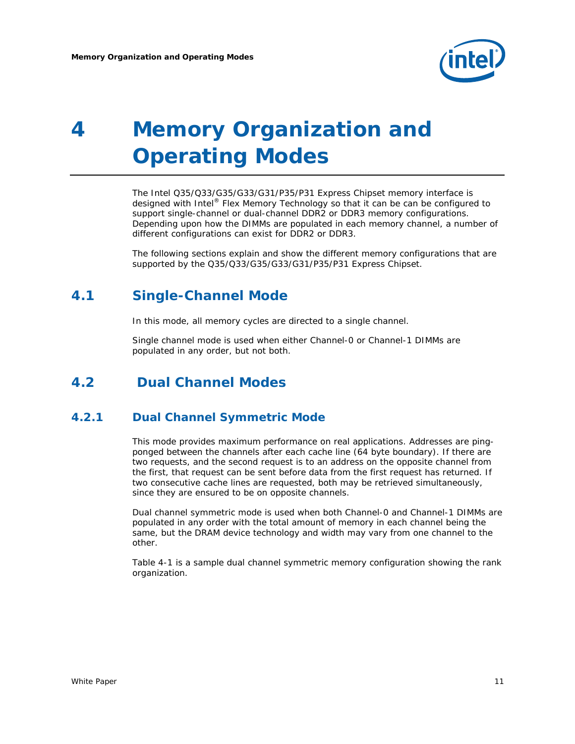# 4 Memory Organization and Operating Modes

The Intel Q35/Q33/G35/G33/G31/P35/P31 Express Chipset memory interface is designed with Intel® Flex Memory Technology so that it can be can be configured to support single-channel or dual-channel DDR2 or DDR3 memory configurations. Depending upon how the DIMMs are populated in each memory channel, a number of different configurations can exist for DDR2 or DDR3.

The following sections explain and show the different memory configurations that are supported by the Q35/Q33/G35/G33/G31/P35/P31 Express Chipset.

## 4.1 Single-Channel Mode

In this mode, all memory cycles are directed to a single channel.

Single channel mode is used when either Channel-0 or Channel-1 DIMMs are populated in any order, but not both.

## 4.2 Dual Channel Modes

### 4.2.1 Dual Channel Symmetric Mode

This mode provides maximum performance on real applications. Addresses are ping-ponged between the channels after each cache line (64 byte boundary). If there are two requests, and the second request is to an address on the opposite channel from the first, that request can be sent before data from the first request has returned. If two consecutive cache lines are requested, both may be retrieved simultaneously, since they are ensured to be on opposite channels.

Dual channel symmetric mode is used when both Channel-0 and Channel-1 DIMMs are populated in any order with the total amount of memory in each channel being the same, but the DRAM device technology and width may vary from one channel to the other.

Table 4-1 is a sample dual channel symmetric memory configuration showing the rank organization.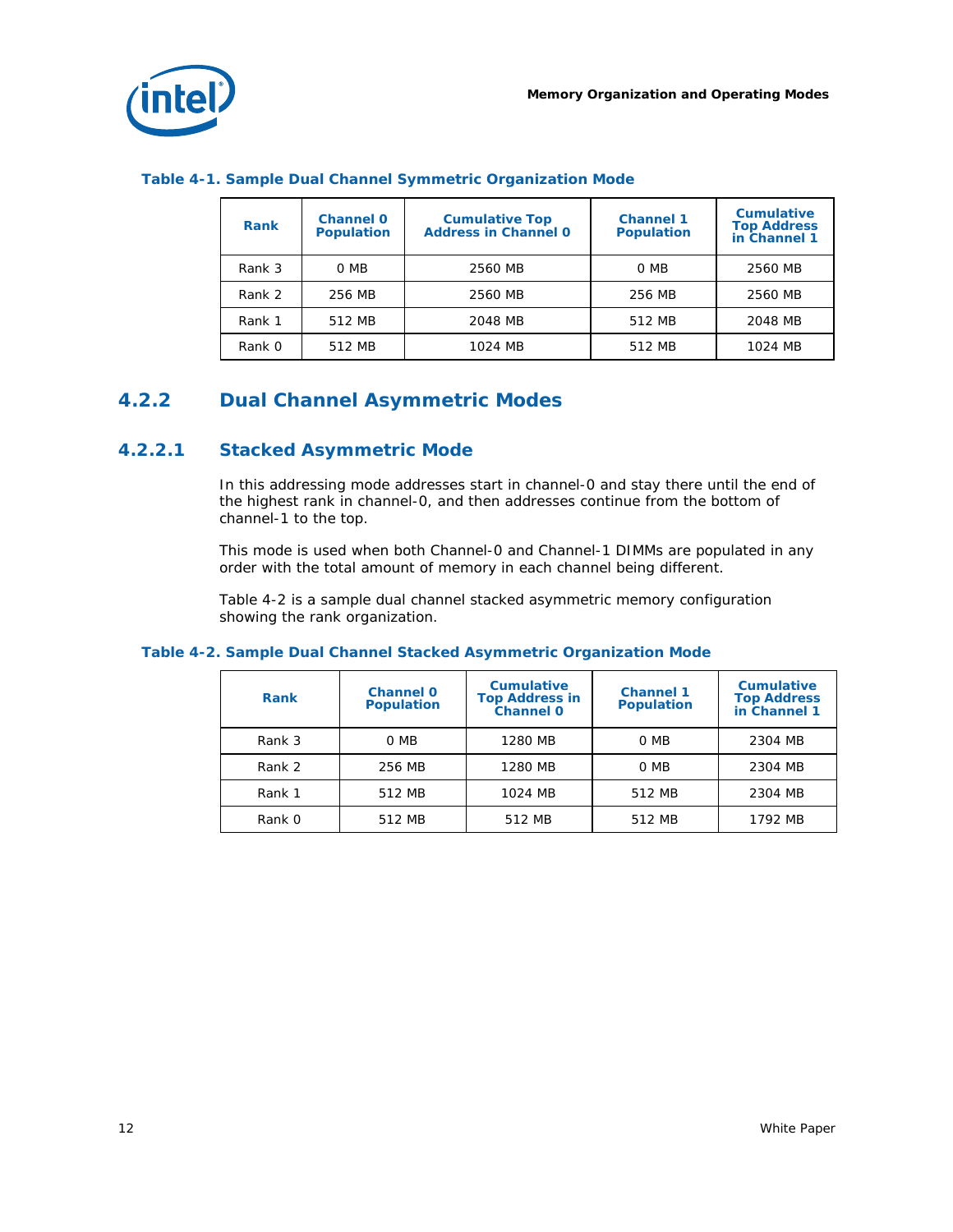**Table 4-1. Sample Dual Channel Symmetric Organization Mode**

| Rank | Channel 0 Population | Cumulative Top Address in Channel 0 | Channel 1 Population | Cumulative Top Address in Channel 1 |
|---|---|---|---|---|
| Rank 3 | 0 MB | 2560 MB | 0 MB | 2560 MB |
| Rank 2 | 256 MB | 2560 MB | 256 MB | 2560 MB |
| Rank 1 | 512 MB | 2048 MB | 512 MB | 2048 MB |
| Rank 0 | 512 MB | 1024 MB | 512 MB | 1024 MB |

## 4.2.2 Dual Channel Asymmetric Modes

### 4.2.2.1 Stacked Asymmetric Mode

In this addressing mode addresses start in channel-0 and stay there until the end of the highest rank in channel-0, and then addresses continue from the bottom of channel-1 to the top.

This mode is used when both Channel-0 and Channel-1 DIMMs are populated in any order with the total amount of memory in each channel being different.

Table 4-2 is a sample dual channel stacked asymmetric memory configuration showing the rank organization.

**Table 4-2. Sample Dual Channel Stacked Asymmetric Organization Mode**

| Rank | Channel 0 Population | Cumulative Top Address in Channel 0 | Channel 1 Population | Cumulative Top Address in Channel 1 |
|---|---|---|---|---|
| Rank 3 | 0 MB | 1280 MB | 0 MB | 2304 MB |
| Rank 2 | 256 MB | 1280 MB | 0 MB | 2304 MB |
| Rank 1 | 512 MB | 1024 MB | 512 MB | 2304 MB |
| Rank 0 | 512 MB | 512 MB | 512 MB | 1792 MB |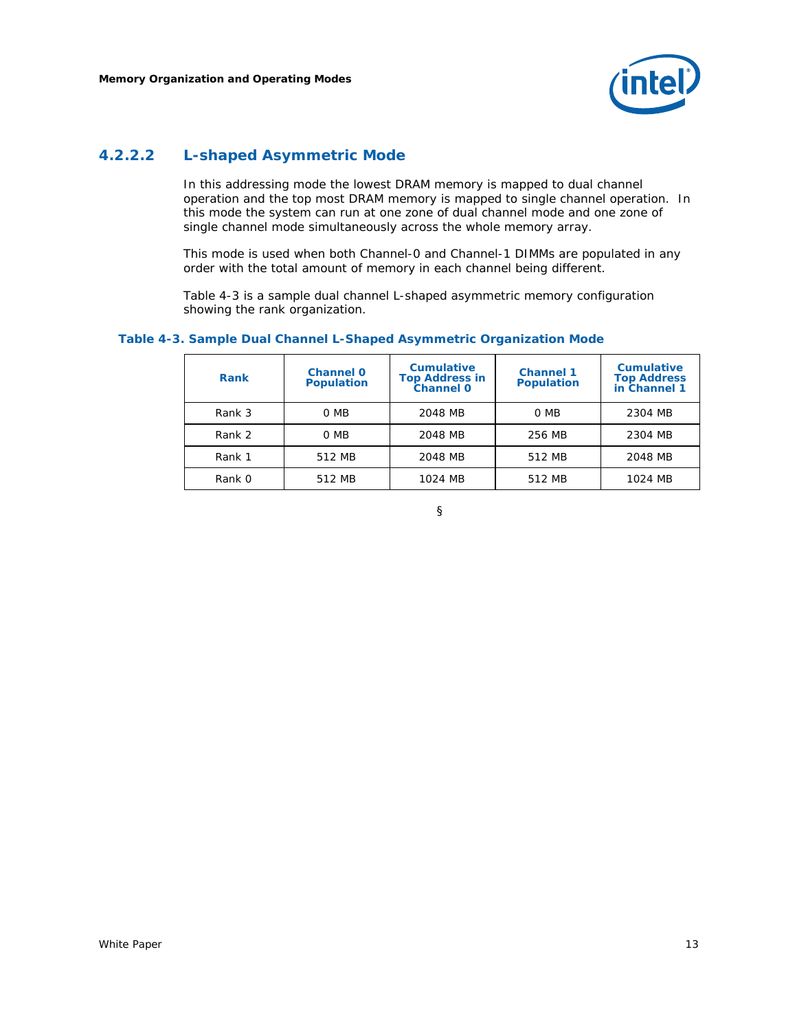### 4.2.2.2 L-shaped Asymmetric Mode

In this addressing mode the lowest DRAM memory is mapped to dual channel operation and the top most DRAM memory is mapped to single channel operation. In this mode the system can run at one zone of dual channel mode and one zone of single channel mode simultaneously across the whole memory array.

This mode is used when both Channel-0 and Channel-1 DIMMs are populated in any order with the total amount of memory in each channel being different.

Table 4-3 is a sample dual channel L-shaped asymmetric memory configuration showing the rank organization.

**Table 4-3. Sample Dual Channel L-Shaped Asymmetric Organization Mode**

| Rank | Channel 0 Population | Cumulative Top Address in Channel 0 | Channel 1 Population | Cumulative Top Address in Channel 1 |
|---|---|---|---|---|
| Rank 3 | 0 MB | 2048 MB | 0 MB | 2304 MB |
| Rank 2 | 0 MB | 2048 MB | 256 MB | 2304 MB |
| Rank 1 | 512 MB | 2048 MB | 512 MB | 2048 MB |
| Rank 0 | 512 MB | 1024 MB | 512 MB | 1024 MB |

§